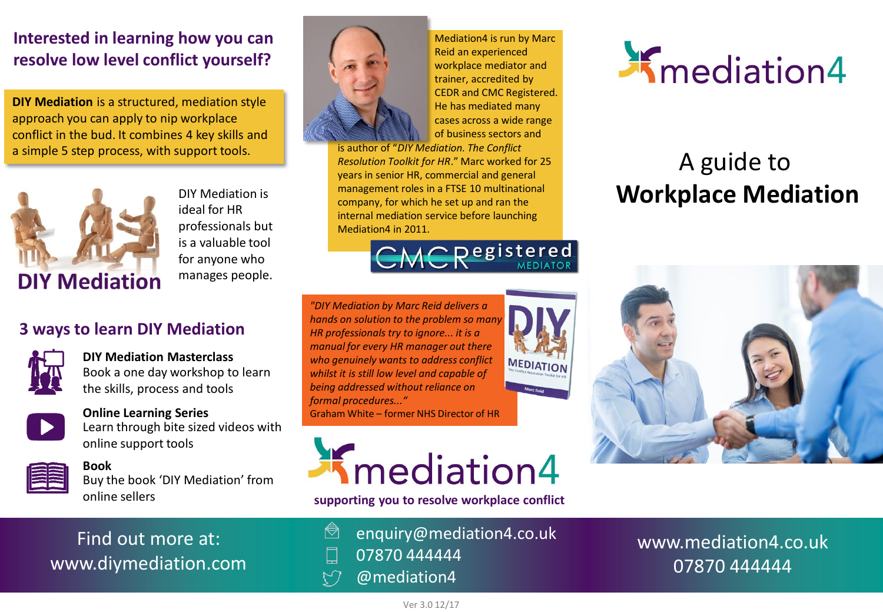## Interested in learning how you can resolve low level conflict yourself?

**DIY Mediation** is a structured, mediation style approach you can apply to nip workplace conflict in the bud. It combines 4 key skills and a simple 5 step process, with support tools.

**DIY Mediation**

DIY Mediation is ideal for HR professionals but is a valuable tool for anyone who manages people.

## 3 ways to learn DIY Mediation

**DIY Mediation Masterclass**
Book a one day workshop to learn the skills, process and tools

**Online Learning Series**
Learn through bite sized videos with online support tools

**Book**
Buy the book 'DIY Mediation' from online sellers

Find out more at:
www.diymediation.com

Mediation4 is run by Marc Reid an experienced workplace mediator and trainer, accredited by CEDR and CMC Registered. He has mediated many cases across a wide range of business sectors and is author of "*DIY Mediation. The Conflict Resolution Toolkit for HR*." Marc worked for 25 years in senior HR, commercial and general management roles in a FTSE 10 multinational company, for which he set up and ran the internal mediation service before launching Mediation4 in 2011.

CMC Registered MEDIATOR

*"DIY Mediation by Marc Reid delivers a hands on solution to the problem so many HR professionals try to ignore... it is a manual for every HR manager out there who genuinely wants to address conflict whilst it is still low level and capable of being addressed without reliance on formal procedures..."*
Graham White – former NHS Director of HR

mediation4

**supporting you to resolve workplace conflict**

enquiry@mediation4.co.uk
07870 444444
@mediation4

mediation4

# A guide to **Workplace Mediation**

www.mediation4.co.uk
07870 444444

Ver 3.0 12/17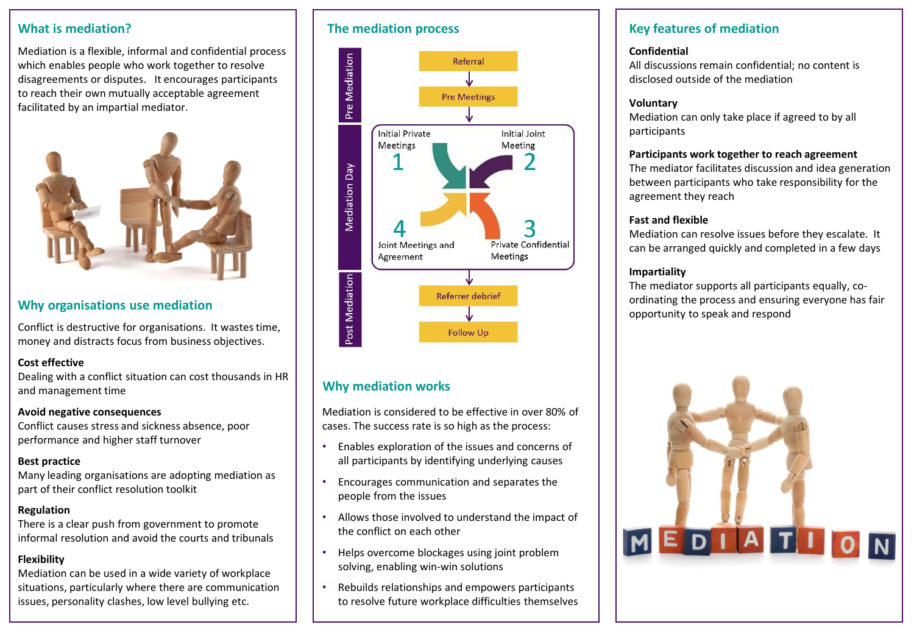## What is mediation?

Mediation is a flexible, informal and confidential process which enables people who work together to resolve disagreements or disputes. It encourages participants to reach their own mutually acceptable agreement facilitated by an impartial mediator.

## Why organisations use mediation

Conflict is destructive for organisations. It wastes time, money and distracts focus from business objectives.

**Cost effective**
Dealing with a conflict situation can cost thousands in HR and management time

**Avoid negative consequences**
Conflict causes stress and sickness absence, poor performance and higher staff turnover

**Best practice**
Many leading organisations are adopting mediation as part of their conflict resolution toolkit

**Regulation**
There is a clear push from government to promote informal resolution and avoid the courts and tribunals

**Flexibility**
Mediation can be used in a wide variety of workplace situations, particularly where there are communication issues, personality clashes, low level bullying etc.

## The mediation process

Pre Mediation

Referral

Pre Meetings

Mediation Day

1 Initial Private Meetings

2 Initial Joint Meeting

3 Private Confidential Meetings

4 Joint Meetings and Agreement

Post Mediation

Referrer debrief

Follow Up

## Why mediation works

Mediation is considered to be effective in over 80% of cases. The success rate is so high as the process:

- Enables exploration of the issues and concerns of all participants by identifying underlying causes
- Encourages communication and separates the people from the issues
- Allows those involved to understand the impact of the conflict on each other
- Helps overcome blockages using joint problem solving, enabling win-win solutions
- Rebuilds relationships and empowers participants to resolve future workplace difficulties themselves

## Key features of mediation

**Confidential**
All discussions remain confidential; no content is disclosed outside of the mediation

**Voluntary**
Mediation can only take place if agreed to by all participants

**Participants work together to reach agreement**
The mediator facilitates discussion and idea generation between participants who take responsibility for the agreement they reach

**Fast and flexible**
Mediation can resolve issues before they escalate. It can be arranged quickly and completed in a few days

**Impartiality**
The mediator supports all participants equally, co-ordinating the process and ensuring everyone has fair opportunity to speak and respond